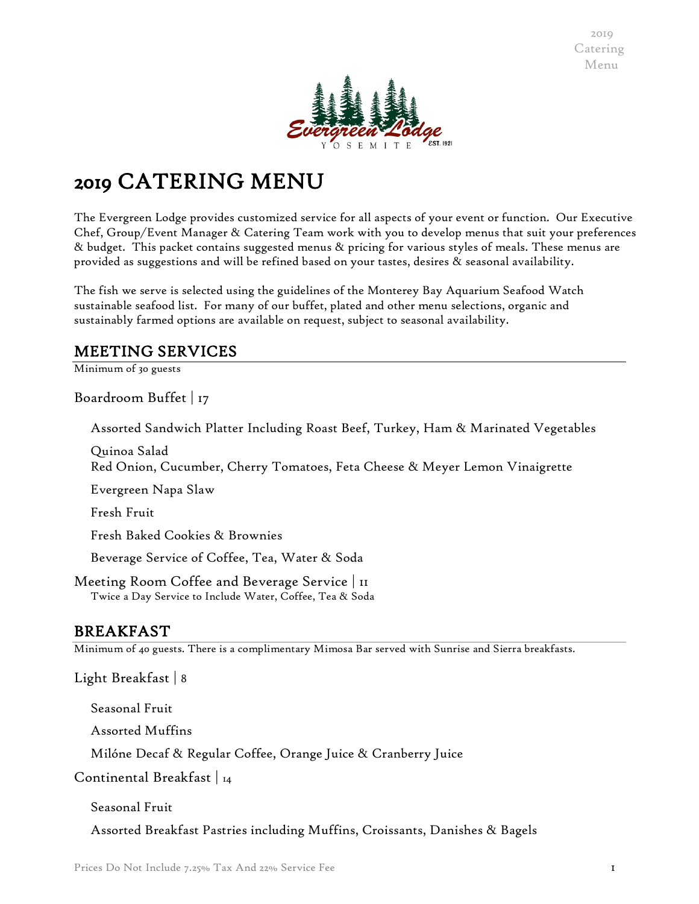# 2019 CATERING MENU

The Evergreen Lodge provides customized service for all aspects of your event or function. Our Executive Chef, Group/Event Manager & Catering Team work with you to develop menus that suit your preferences & budget. This packet contains suggested menus & pricing for various styles of meals. These menus are provided as suggestions and will be refined based on your tastes, desires & seasonal availability.

The fish we serve is selected using the guidelines of the Monterey Bay Aquarium Seafood Watch sustainable seafood list. For many of our buffet, plated and other menu selections, organic and sustainably farmed options are available on request, subject to seasonal availability.

## MEETING SERVICES

Minimum of 30 guests

### Boardroom Buffet | 17

Assorted Sandwich Platter Including Roast Beef, Turkey, Ham & Marinated Vegetables

Quinoa Salad
Red Onion, Cucumber, Cherry Tomatoes, Feta Cheese & Meyer Lemon Vinaigrette

Evergreen Napa Slaw

Fresh Fruit

Fresh Baked Cookies & Brownies

Beverage Service of Coffee, Tea, Water & Soda

### Meeting Room Coffee and Beverage Service | 11

Twice a Day Service to Include Water, Coffee, Tea & Soda

## BREAKFAST

Minimum of 40 guests. There is a complimentary Mimosa Bar served with Sunrise and Sierra breakfasts.

### Light Breakfast | 8

Seasonal Fruit

Assorted Muffins

Milóne Decaf & Regular Coffee, Orange Juice & Cranberry Juice

### Continental Breakfast | 14

Seasonal Fruit

Assorted Breakfast Pastries including Muffins, Croissants, Danishes & Bagels

Prices Do Not Include 7.25% Tax And 22% Service Fee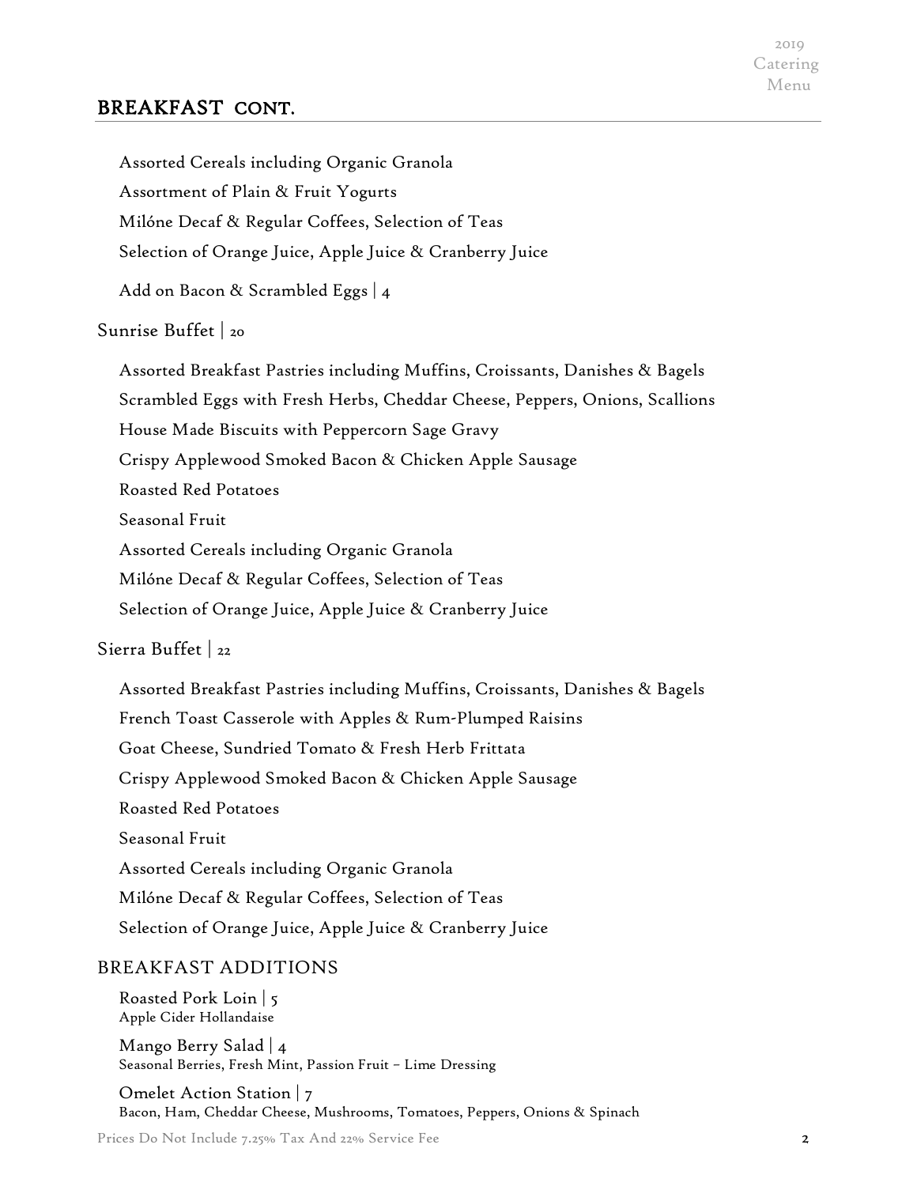## BREAKFAST CONT.

Assorted Cereals including Organic Granola

Assortment of Plain & Fruit Yogurts

Milóne Decaf & Regular Coffees, Selection of Teas

Selection of Orange Juice, Apple Juice & Cranberry Juice

Add on Bacon & Scrambled Eggs | 4

### Sunrise Buffet | 20

Assorted Breakfast Pastries including Muffins, Croissants, Danishes & Bagels

Scrambled Eggs with Fresh Herbs, Cheddar Cheese, Peppers, Onions, Scallions

House Made Biscuits with Peppercorn Sage Gravy

Crispy Applewood Smoked Bacon & Chicken Apple Sausage

Roasted Red Potatoes

Seasonal Fruit

Assorted Cereals including Organic Granola

Milóne Decaf & Regular Coffees, Selection of Teas

Selection of Orange Juice, Apple Juice & Cranberry Juice

### Sierra Buffet | 22

Assorted Breakfast Pastries including Muffins, Croissants, Danishes & Bagels

French Toast Casserole with Apples & Rum-Plumped Raisins

Goat Cheese, Sundried Tomato & Fresh Herb Frittata

Crispy Applewood Smoked Bacon & Chicken Apple Sausage

Roasted Red Potatoes

Seasonal Fruit

Assorted Cereals including Organic Granola

Milóne Decaf & Regular Coffees, Selection of Teas

Selection of Orange Juice, Apple Juice & Cranberry Juice

## BREAKFAST ADDITIONS

Roasted Pork Loin | 5
Apple Cider Hollandaise

Mango Berry Salad | 4
Seasonal Berries, Fresh Mint, Passion Fruit – Lime Dressing

Omelet Action Station | 7
Bacon, Ham, Cheddar Cheese, Mushrooms, Tomatoes, Peppers, Onions & Spinach

Prices Do Not Include 7.25% Tax And 22% Service Fee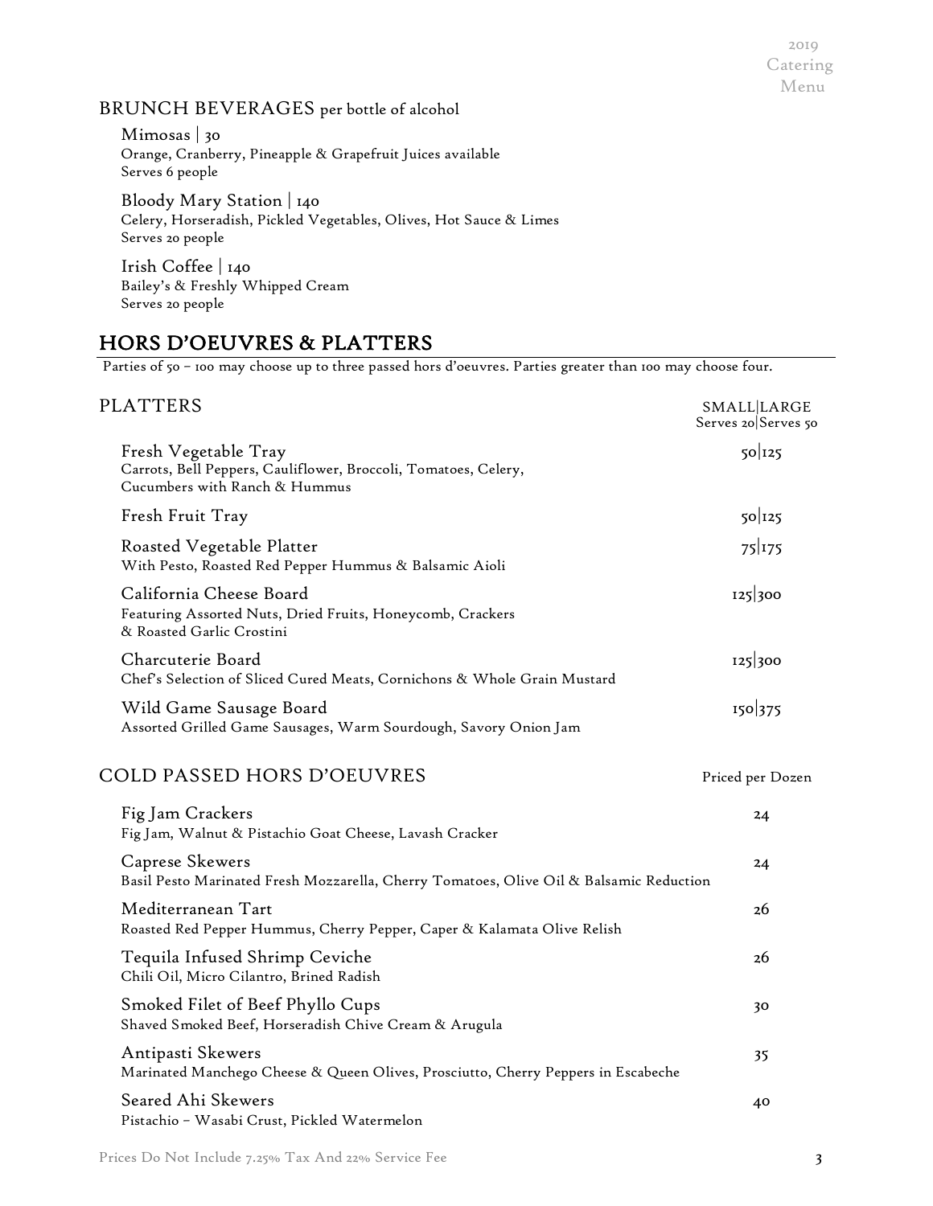## BRUNCH BEVERAGES per bottle of alcohol

**Mimosas | 30**
Orange, Cranberry, Pineapple & Grapefruit Juices available
Serves 6 people

**Bloody Mary Station | 140**
Celery, Horseradish, Pickled Vegetables, Olives, Hot Sauce & Limes
Serves 20 people

**Irish Coffee | 140**
Bailey's & Freshly Whipped Cream
Serves 20 people

# HORS D'OEUVRES & PLATTERS

Parties of 50 – 100 may choose up to three passed hors d'oeuvres. Parties greater than 100 may choose four.

## PLATTERS

| Item | SMALL\|LARGE Serves 20\|Serves 50 |
|---|---|
| **Fresh Vegetable Tray** Carrots, Bell Peppers, Cauliflower, Broccoli, Tomatoes, Celery, Cucumbers with Ranch & Hummus | 50\|125 |
| **Fresh Fruit Tray** | 50\|125 |
| **Roasted Vegetable Platter** With Pesto, Roasted Red Pepper Hummus & Balsamic Aioli | 75\|175 |
| **California Cheese Board** Featuring Assorted Nuts, Dried Fruits, Honeycomb, Crackers & Roasted Garlic Crostini | 125\|300 |
| **Charcuterie Board** Chef's Selection of Sliced Cured Meats, Cornichons & Whole Grain Mustard | 125\|300 |
| **Wild Game Sausage Board** Assorted Grilled Game Sausages, Warm Sourdough, Savory Onion Jam | 150\|375 |

## COLD PASSED HORS D'OEUVRES

| Item | Priced per Dozen |
|---|---|
| **Fig Jam Crackers** Fig Jam, Walnut & Pistachio Goat Cheese, Lavash Cracker | 24 |
| **Caprese Skewers** Basil Pesto Marinated Fresh Mozzarella, Cherry Tomatoes, Olive Oil & Balsamic Reduction | 24 |
| **Mediterranean Tart** Roasted Red Pepper Hummus, Cherry Pepper, Caper & Kalamata Olive Relish | 26 |
| **Tequila Infused Shrimp Ceviche** Chili Oil, Micro Cilantro, Brined Radish | 26 |
| **Smoked Filet of Beef Phyllo Cups** Shaved Smoked Beef, Horseradish Chive Cream & Arugula | 30 |
| **Antipasti Skewers** Marinated Manchego Cheese & Queen Olives, Prosciutto, Cherry Peppers in Escabeche | 35 |
| **Seared Ahi Skewers** Pistachio – Wasabi Crust, Pickled Watermelon | 40 |

Prices Do Not Include 7.25% Tax And 22% Service Fee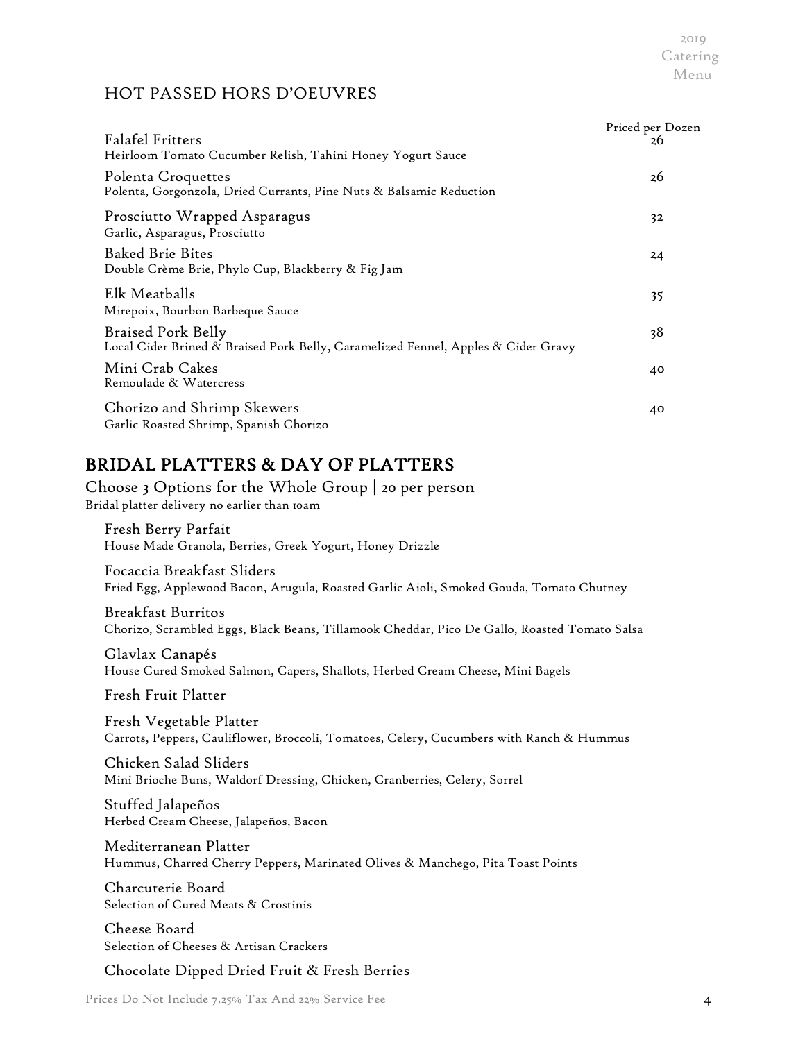## HOT PASSED HORS D'OEUVRES

| Item | Priced per Dozen |
|---|---|
| Falafel Fritters<br>Heirloom Tomato Cucumber Relish, Tahini Honey Yogurt Sauce | 26 |
| Polenta Croquettes<br>Polenta, Gorgonzola, Dried Currants, Pine Nuts & Balsamic Reduction | 26 |
| Prosciutto Wrapped Asparagus<br>Garlic, Asparagus, Prosciutto | 32 |
| Baked Brie Bites<br>Double Crème Brie, Phylo Cup, Blackberry & Fig Jam | 24 |
| Elk Meatballs<br>Mirepoix, Bourbon Barbeque Sauce | 35 |
| Braised Pork Belly<br>Local Cider Brined & Braised Pork Belly, Caramelized Fennel, Apples & Cider Gravy | 38 |
| Mini Crab Cakes<br>Remoulade & Watercress | 40 |
| Chorizo and Shrimp Skewers<br>Garlic Roasted Shrimp, Spanish Chorizo | 40 |

## BRIDAL PLATTERS & DAY OF PLATTERS

### Choose 3 Options for the Whole Group | 20 per person

Bridal platter delivery no earlier than 10am

Fresh Berry Parfait
House Made Granola, Berries, Greek Yogurt, Honey Drizzle

Focaccia Breakfast Sliders
Fried Egg, Applewood Bacon, Arugula, Roasted Garlic Aioli, Smoked Gouda, Tomato Chutney

Breakfast Burritos
Chorizo, Scrambled Eggs, Black Beans, Tillamook Cheddar, Pico De Gallo, Roasted Tomato Salsa

Glavlax Canapés
House Cured Smoked Salmon, Capers, Shallots, Herbed Cream Cheese, Mini Bagels

Fresh Fruit Platter

Fresh Vegetable Platter
Carrots, Peppers, Cauliflower, Broccoli, Tomatoes, Celery, Cucumbers with Ranch & Hummus

Chicken Salad Sliders
Mini Brioche Buns, Waldorf Dressing, Chicken, Cranberries, Celery, Sorrel

Stuffed Jalapeños
Herbed Cream Cheese, Jalapeños, Bacon

Mediterranean Platter
Hummus, Charred Cherry Peppers, Marinated Olives & Manchego, Pita Toast Points

Charcuterie Board
Selection of Cured Meats & Crostinis

Cheese Board
Selection of Cheeses & Artisan Crackers

Chocolate Dipped Dried Fruit & Fresh Berries

Prices Do Not Include 7.25% Tax And 22% Service Fee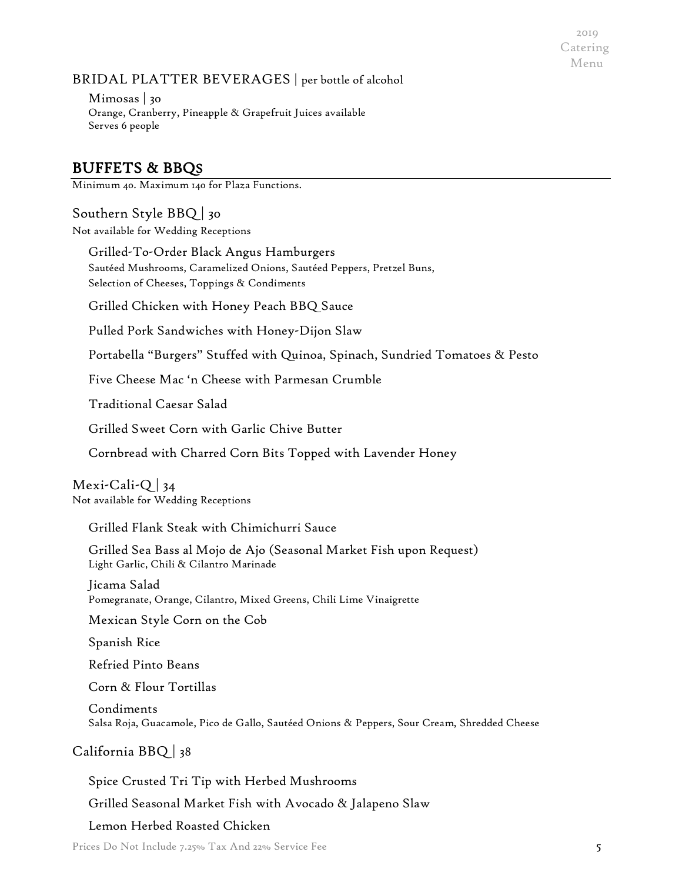BRIDAL PLATTER BEVERAGES | per bottle of alcohol

Mimosas | 30
Orange, Cranberry, Pineapple & Grapefruit Juices available
Serves 6 people

## BUFFETS & BBQS

Minimum 40. Maximum 140 for Plaza Functions.

### Southern Style BBQ | 30

Not available for Wedding Receptions

Grilled-To-Order Black Angus Hamburgers
Sautéed Mushrooms, Caramelized Onions, Sautéed Peppers, Pretzel Buns,
Selection of Cheeses, Toppings & Condiments

Grilled Chicken with Honey Peach BBQ Sauce

Pulled Pork Sandwiches with Honey-Dijon Slaw

Portabella "Burgers" Stuffed with Quinoa, Spinach, Sundried Tomatoes & Pesto

Five Cheese Mac 'n Cheese with Parmesan Crumble

Traditional Caesar Salad

Grilled Sweet Corn with Garlic Chive Butter

Cornbread with Charred Corn Bits Topped with Lavender Honey

### Mexi-Cali-Q | 34

Not available for Wedding Receptions

Grilled Flank Steak with Chimichurri Sauce

Grilled Sea Bass al Mojo de Ajo (Seasonal Market Fish upon Request)
Light Garlic, Chili & Cilantro Marinade

Jicama Salad
Pomegranate, Orange, Cilantro, Mixed Greens, Chili Lime Vinaigrette

Mexican Style Corn on the Cob

Spanish Rice

Refried Pinto Beans

Corn & Flour Tortillas

Condiments
Salsa Roja, Guacamole, Pico de Gallo, Sautéed Onions & Peppers, Sour Cream, Shredded Cheese

### California BBQ | 38

Spice Crusted Tri Tip with Herbed Mushrooms

Grilled Seasonal Market Fish with Avocado & Jalapeno Slaw

Lemon Herbed Roasted Chicken

Prices Do Not Include 7.25% Tax And 22% Service Fee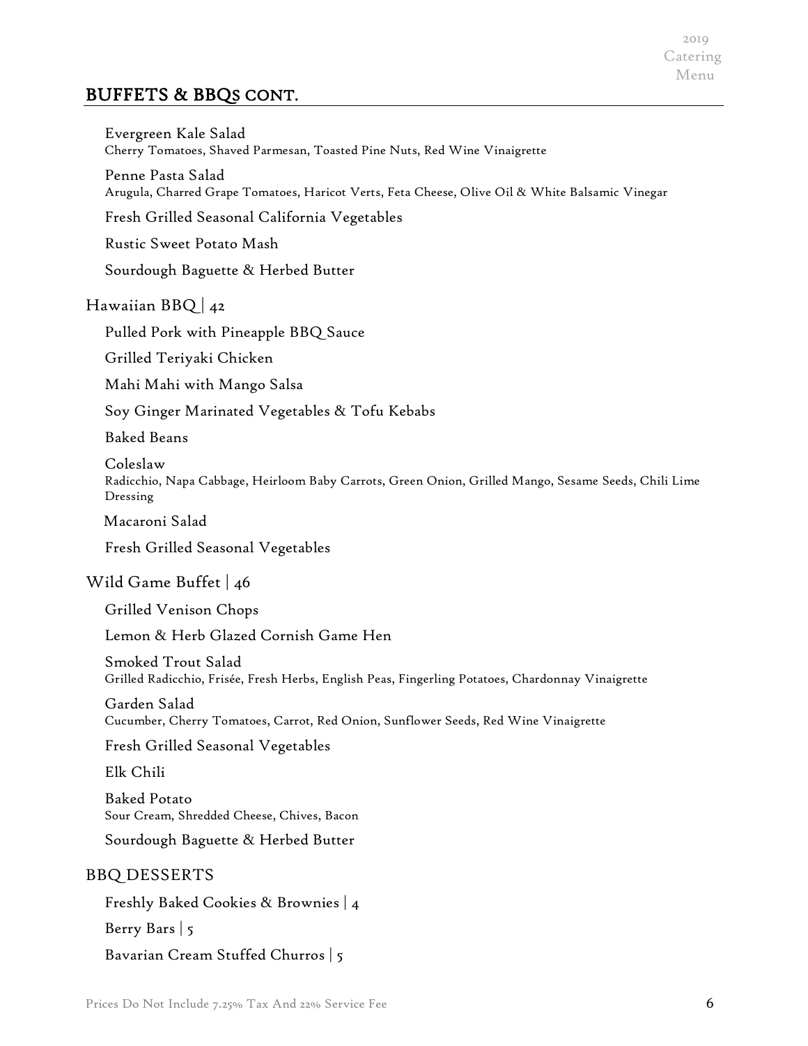## BUFFETS & BBQs CONT.

Evergreen Kale Salad
Cherry Tomatoes, Shaved Parmesan, Toasted Pine Nuts, Red Wine Vinaigrette

Penne Pasta Salad
Arugula, Charred Grape Tomatoes, Haricot Verts, Feta Cheese, Olive Oil & White Balsamic Vinegar

Fresh Grilled Seasonal California Vegetables

Rustic Sweet Potato Mash

Sourdough Baguette & Herbed Butter

### Hawaiian BBQ | 42

Pulled Pork with Pineapple BBQ Sauce

Grilled Teriyaki Chicken

Mahi Mahi with Mango Salsa

Soy Ginger Marinated Vegetables & Tofu Kebabs

Baked Beans

Coleslaw
Radicchio, Napa Cabbage, Heirloom Baby Carrots, Green Onion, Grilled Mango, Sesame Seeds, Chili Lime Dressing

Macaroni Salad

Fresh Grilled Seasonal Vegetables

### Wild Game Buffet | 46

Grilled Venison Chops

Lemon & Herb Glazed Cornish Game Hen

Smoked Trout Salad
Grilled Radicchio, Frisée, Fresh Herbs, English Peas, Fingerling Potatoes, Chardonnay Vinaigrette

Garden Salad
Cucumber, Cherry Tomatoes, Carrot, Red Onion, Sunflower Seeds, Red Wine Vinaigrette

Fresh Grilled Seasonal Vegetables

Elk Chili

Baked Potato
Sour Cream, Shredded Cheese, Chives, Bacon

Sourdough Baguette & Herbed Butter

### BBQ DESSERTS

Freshly Baked Cookies & Brownies | 4

Berry Bars | 5

Bavarian Cream Stuffed Churros | 5

Prices Do Not Include 7.25% Tax And 22% Service Fee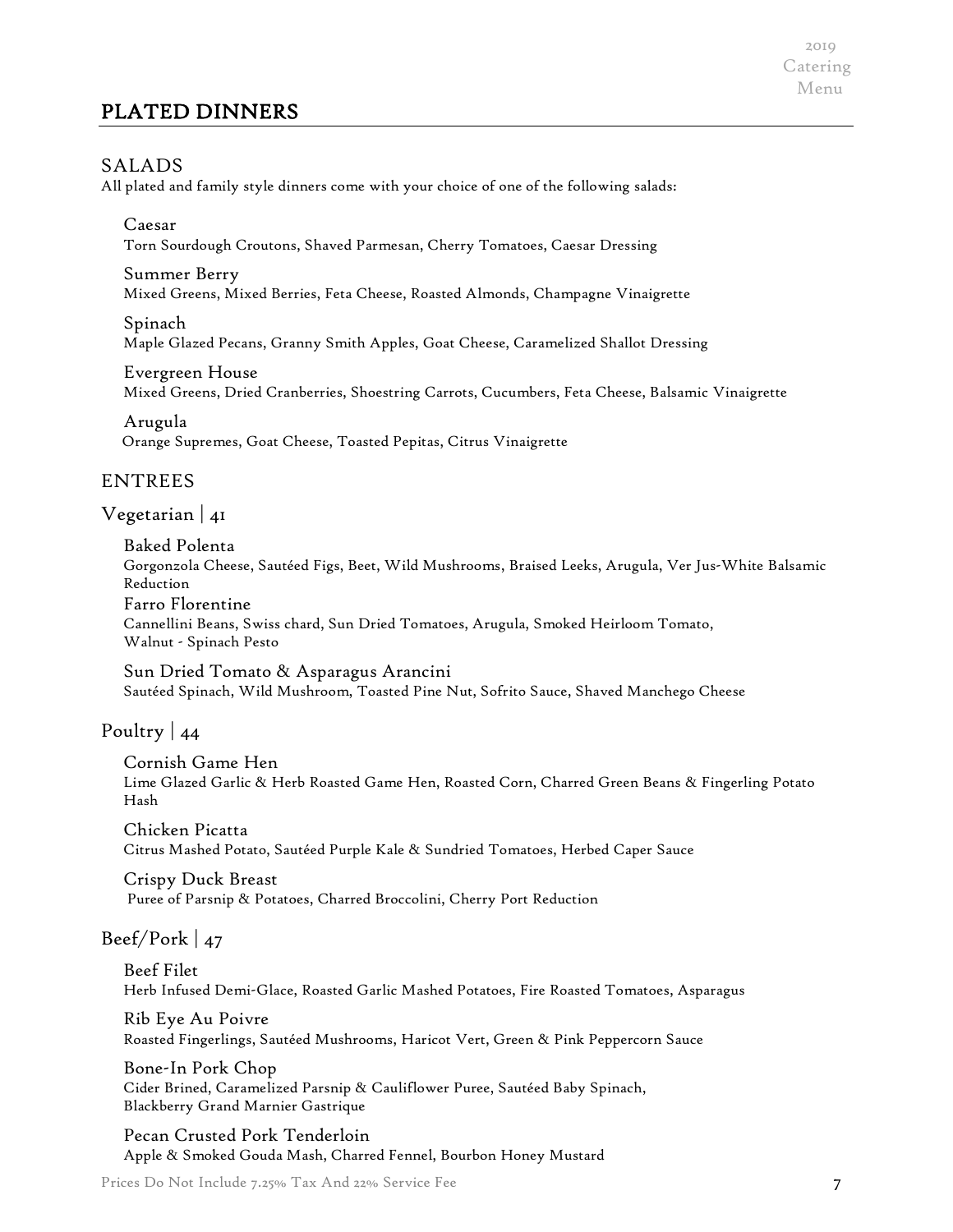# PLATED DINNERS

## SALADS

All plated and family style dinners come with your choice of one of the following salads:

**Caesar**
Torn Sourdough Croutons, Shaved Parmesan, Cherry Tomatoes, Caesar Dressing

**Summer Berry**
Mixed Greens, Mixed Berries, Feta Cheese, Roasted Almonds, Champagne Vinaigrette

**Spinach**
Maple Glazed Pecans, Granny Smith Apples, Goat Cheese, Caramelized Shallot Dressing

**Evergreen House**
Mixed Greens, Dried Cranberries, Shoestring Carrots, Cucumbers, Feta Cheese, Balsamic Vinaigrette

**Arugula**
Orange Supremes, Goat Cheese, Toasted Pepitas, Citrus Vinaigrette

## ENTREES

### Vegetarian | 41

**Baked Polenta**
Gorgonzola Cheese, Sautéed Figs, Beet, Wild Mushrooms, Braised Leeks, Arugula, Ver Jus-White Balsamic Reduction

**Farro Florentine**
Cannellini Beans, Swiss chard, Sun Dried Tomatoes, Arugula, Smoked Heirloom Tomato, Walnut - Spinach Pesto

**Sun Dried Tomato & Asparagus Arancini**
Sautéed Spinach, Wild Mushroom, Toasted Pine Nut, Sofrito Sauce, Shaved Manchego Cheese

### Poultry | 44

**Cornish Game Hen**
Lime Glazed Garlic & Herb Roasted Game Hen, Roasted Corn, Charred Green Beans & Fingerling Potato Hash

**Chicken Picatta**
Citrus Mashed Potato, Sautéed Purple Kale & Sundried Tomatoes, Herbed Caper Sauce

**Crispy Duck Breast**
Puree of Parsnip & Potatoes, Charred Broccolini, Cherry Port Reduction

### Beef/Pork | 47

**Beef Filet**
Herb Infused Demi-Glace, Roasted Garlic Mashed Potatoes, Fire Roasted Tomatoes, Asparagus

**Rib Eye Au Poivre**
Roasted Fingerlings, Sautéed Mushrooms, Haricot Vert, Green & Pink Peppercorn Sauce

**Bone-In Pork Chop**
Cider Brined, Caramelized Parsnip & Cauliflower Puree, Sautéed Baby Spinach, Blackberry Grand Marnier Gastrique

**Pecan Crusted Pork Tenderloin**
Apple & Smoked Gouda Mash, Charred Fennel, Bourbon Honey Mustard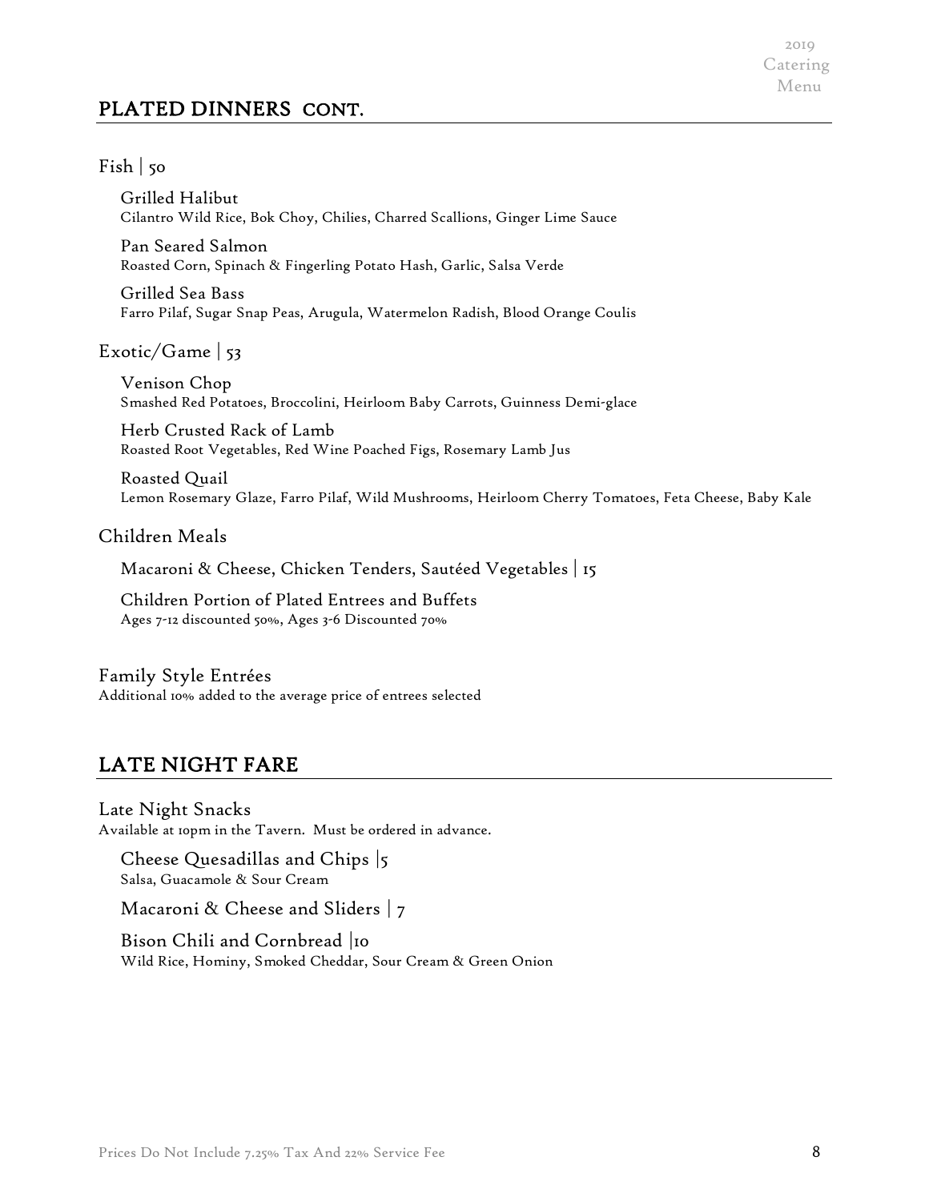## PLATED DINNERS CONT.

### Fish | 50

Grilled Halibut
Cilantro Wild Rice, Bok Choy, Chilies, Charred Scallions, Ginger Lime Sauce

Pan Seared Salmon
Roasted Corn, Spinach & Fingerling Potato Hash, Garlic, Salsa Verde

Grilled Sea Bass
Farro Pilaf, Sugar Snap Peas, Arugula, Watermelon Radish, Blood Orange Coulis

### Exotic/Game | 53

Venison Chop
Smashed Red Potatoes, Broccolini, Heirloom Baby Carrots, Guinness Demi-glace

Herb Crusted Rack of Lamb
Roasted Root Vegetables, Red Wine Poached Figs, Rosemary Lamb Jus

Roasted Quail
Lemon Rosemary Glaze, Farro Pilaf, Wild Mushrooms, Heirloom Cherry Tomatoes, Feta Cheese, Baby Kale

### Children Meals

Macaroni & Cheese, Chicken Tenders, Sautéed Vegetables | 15

Children Portion of Plated Entrees and Buffets
Ages 7-12 discounted 50%, Ages 3-6 Discounted 70%

### Family Style Entrées

Additional 10% added to the average price of entrees selected

## LATE NIGHT FARE

### Late Night Snacks

Available at 10pm in the Tavern. Must be ordered in advance.

Cheese Quesadillas and Chips |5
Salsa, Guacamole & Sour Cream

Macaroni & Cheese and Sliders | 7

Bison Chili and Cornbread |10
Wild Rice, Hominy, Smoked Cheddar, Sour Cream & Green Onion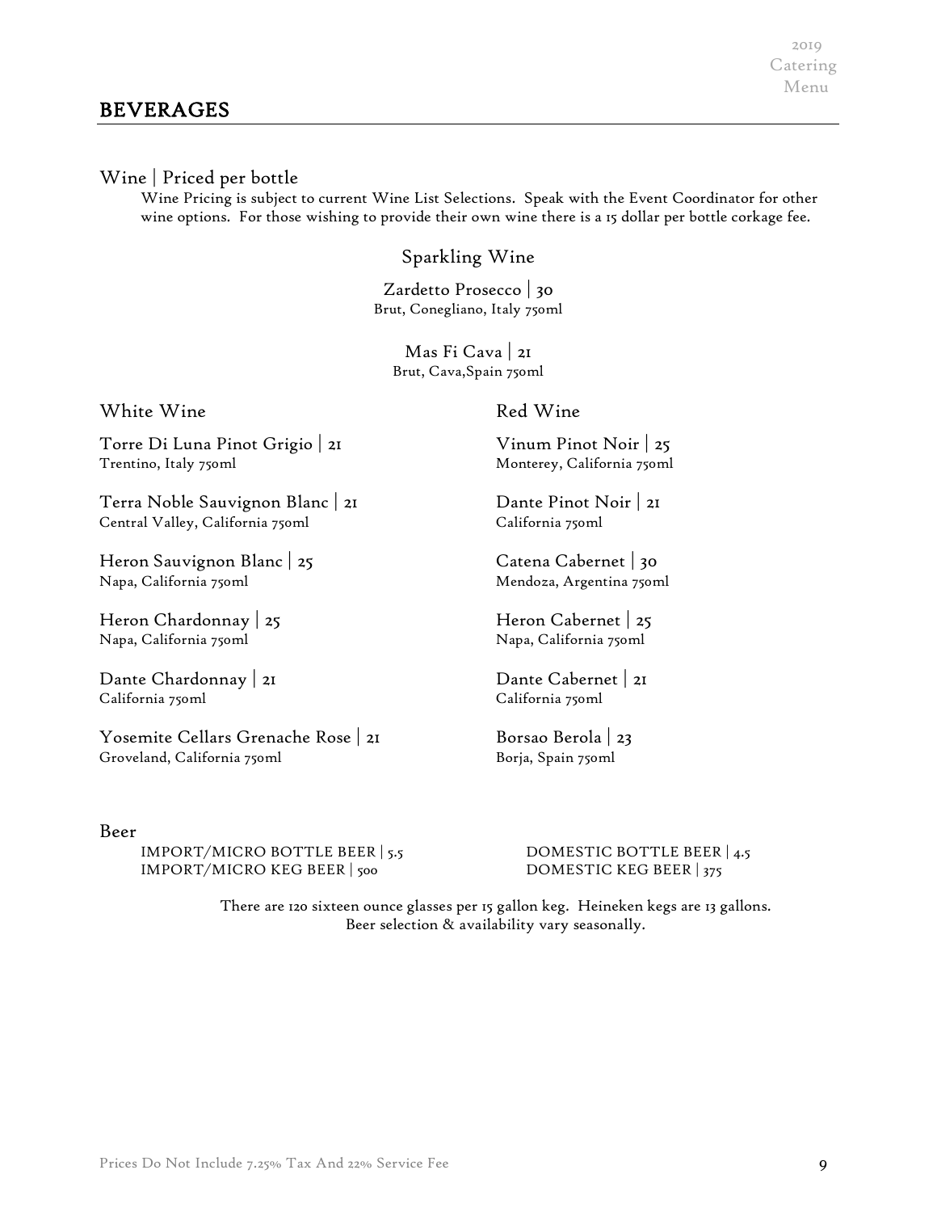# BEVERAGES

## Wine | Priced per bottle

Wine Pricing is subject to current Wine List Selections. Speak with the Event Coordinator for other wine options. For those wishing to provide their own wine there is a 15 dollar per bottle corkage fee.

### Sparkling Wine

Zardetto Prosecco | 30
Brut, Conegliano, Italy 750ml

Mas Fi Cava | 21
Brut, Cava,Spain 750ml

### White Wine

Torre Di Luna Pinot Grigio | 21
Trentino, Italy 750ml

Terra Noble Sauvignon Blanc | 21
Central Valley, California 750ml

Heron Sauvignon Blanc | 25
Napa, California 750ml

Heron Chardonnay | 25
Napa, California 750ml

Dante Chardonnay | 21
California 750ml

Yosemite Cellars Grenache Rose | 21
Groveland, California 750ml

### Red Wine

Vinum Pinot Noir | 25
Monterey, California 750ml

Dante Pinot Noir | 21
California 750ml

Catena Cabernet | 30
Mendoza, Argentina 750ml

Heron Cabernet | 25
Napa, California 750ml

Dante Cabernet | 21
California 750ml

Borsao Berola | 23
Borja, Spain 750ml

## Beer

IMPORT/MICRO BOTTLE BEER | 5.5
IMPORT/MICRO KEG BEER | 500

DOMESTIC BOTTLE BEER | 4.5
DOMESTIC KEG BEER | 375

There are 120 sixteen ounce glasses per 15 gallon keg. Heineken kegs are 13 gallons.
Beer selection & availability vary seasonally.

Prices Do Not Include 7.25% Tax And 22% Service Fee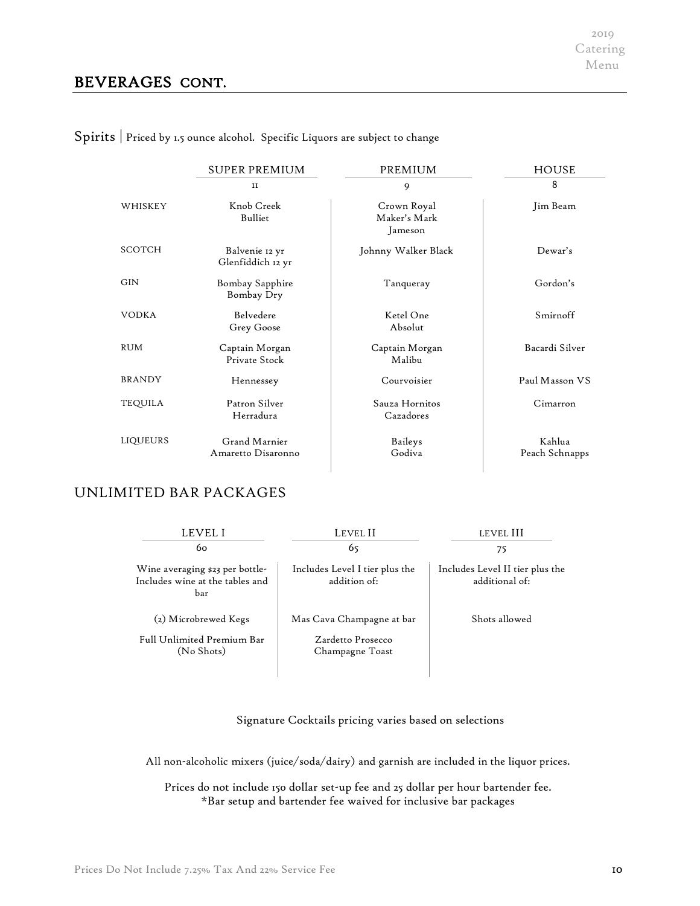## BEVERAGES CONT.

Spirits | Priced by 1.5 ounce alcohol. Specific Liquors are subject to change

| | SUPER PREMIUM | PREMIUM | HOUSE |
|---|---|---|---|
| | 11 | 9 | 8 |
| WHISKEY | Knob Creek<br>Bulliet | Crown Royal<br>Maker's Mark<br>Jameson | Jim Beam |
| SCOTCH | Balvenie 12 yr<br>Glenfiddich 12 yr | Johnny Walker Black | Dewar's |
| GIN | Bombay Sapphire<br>Bombay Dry | Tanqueray | Gordon's |
| VODKA | Belvedere<br>Grey Goose | Ketel One<br>Absolut | Smirnoff |
| RUM | Captain Morgan<br>Private Stock | Captain Morgan<br>Malibu | Bacardi Silver |
| BRANDY | Hennessey | Courvoisier | Paul Masson VS |
| TEQUILA | Patron Silver<br>Herradura | Sauza Hornitos<br>Cazadores | Cimarron |
| LIQUEURS | Grand Marnier<br>Amaretto Disaronno | Baileys<br>Godiva | Kahlua<br>Peach Schnapps |

## UNLIMITED BAR PACKAGES

| LEVEL I | LEVEL II | LEVEL III |
|---|---|---|
| 60 | 65 | 75 |
| Wine averaging $23 per bottle- Includes wine at the tables and bar | Includes Level I tier plus the addition of: | Includes Level II tier plus the additional of: |
| (2) Microbrewed Kegs | Mas Cava Champagne at bar | Shots allowed |
| Full Unlimited Premium Bar (No Shots) | Zardetto Prosecco Champagne Toast | |

Signature Cocktails pricing varies based on selections

All non-alcoholic mixers (juice/soda/dairy) and garnish are included in the liquor prices.

Prices do not include 150 dollar set-up fee and 25 dollar per hour bartender fee.
*Bar setup and bartender fee waived for inclusive bar packages

Prices Do Not Include 7.25% Tax And 22% Service Fee